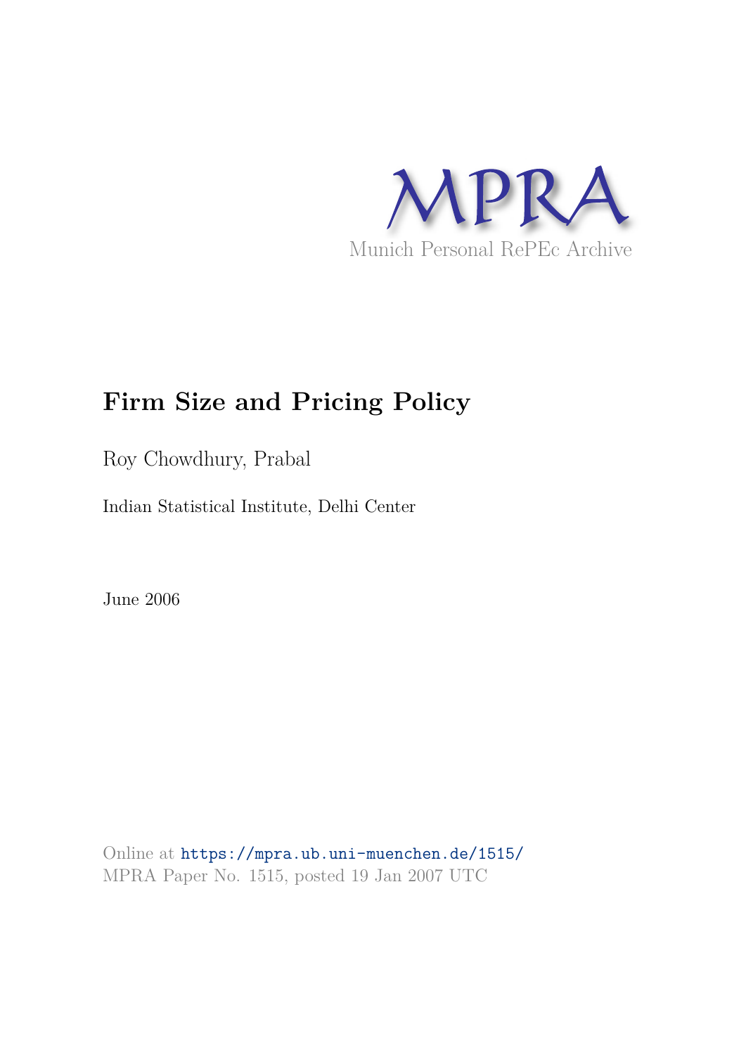MPRA

Munich Personal RePEc Archive

# Firm Size and Pricing Policy

Roy Chowdhury, Prabal

Indian Statistical Institute, Delhi Center

June 2006

Online at https://mpra.ub.uni-muenchen.de/1515/
MPRA Paper No. 1515, posted 19 Jan 2007 UTC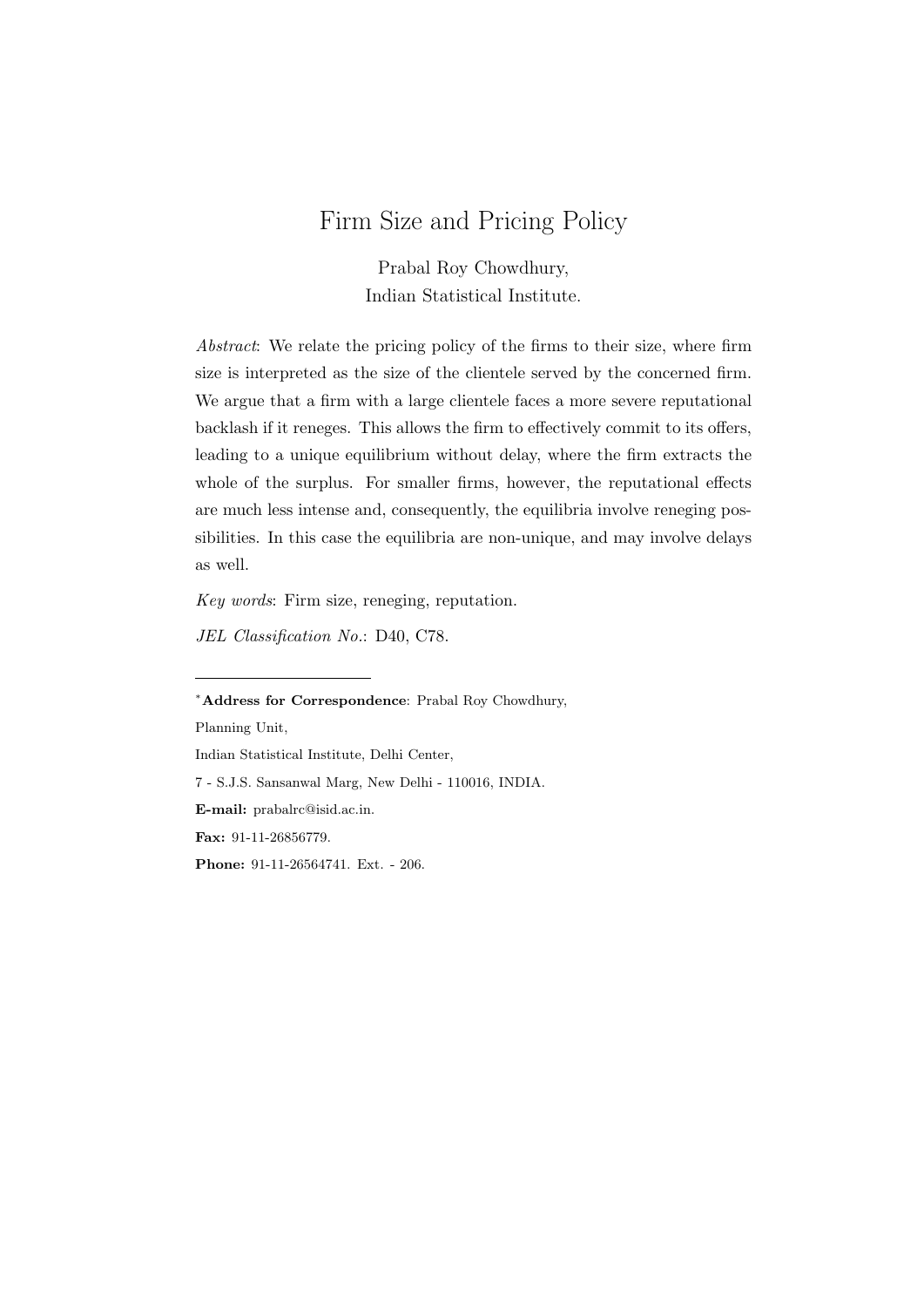# Firm Size and Pricing Policy

Prabal Roy Chowdhury,
Indian Statistical Institute.

*Abstract*: We relate the pricing policy of the firms to their size, where firm size is interpreted as the size of the clientele served by the concerned firm. We argue that a firm with a large clientele faces a more severe reputational backlash if it reneges. This allows the firm to effectively commit to its offers, leading to a unique equilibrium without delay, where the firm extracts the whole of the surplus. For smaller firms, however, the reputational effects are much less intense and, consequently, the equilibria involve reneging possibilities. In this case the equilibria are non-unique, and may involve delays as well.

*Key words*: Firm size, reneging, reputation.

*JEL Classification No.*: D40, C78.

---

[*] **Address for Correspondence**: Prabal Roy Chowdhury,

Planning Unit,

Indian Statistical Institute, Delhi Center,

7 - S.J.S. Sansanwal Marg, New Delhi - 110016, INDIA.

**E-mail:** prabalrc@isid.ac.in.

**Fax:** 91-11-26856779.

**Phone:** 91-11-26564741. Ext. - 206.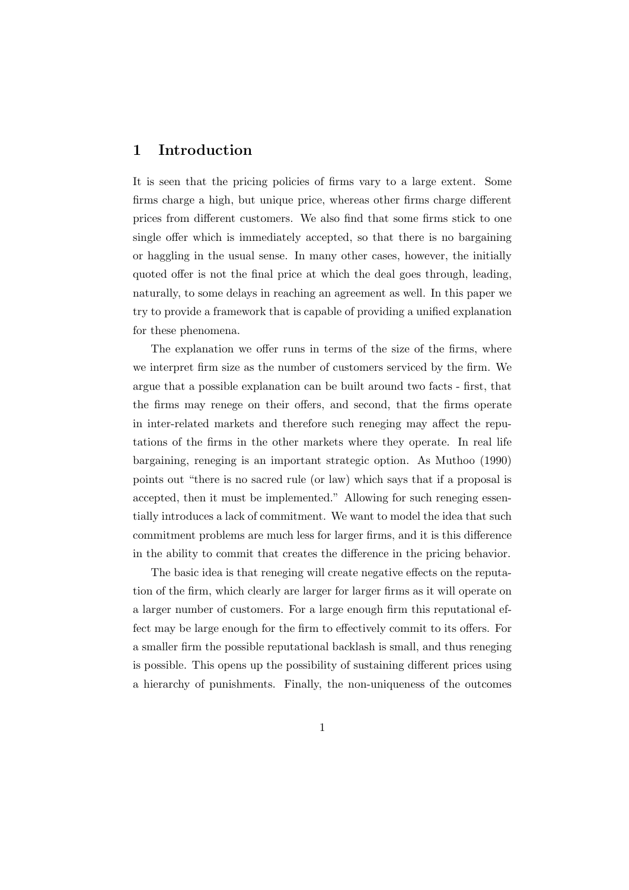# 1 Introduction

It is seen that the pricing policies of firms vary to a large extent. Some firms charge a high, but unique price, whereas other firms charge different prices from different customers. We also find that some firms stick to one single offer which is immediately accepted, so that there is no bargaining or haggling in the usual sense. In many other cases, however, the initially quoted offer is not the final price at which the deal goes through, leading, naturally, to some delays in reaching an agreement as well. In this paper we try to provide a framework that is capable of providing a unified explanation for these phenomena.

The explanation we offer runs in terms of the size of the firms, where we interpret firm size as the number of customers serviced by the firm. We argue that a possible explanation can be built around two facts - first, that the firms may renege on their offers, and second, that the firms operate in inter-related markets and therefore such reneging may affect the reputations of the firms in the other markets where they operate. In real life bargaining, reneging is an important strategic option. As Muthoo (1990) points out "there is no sacred rule (or law) which says that if a proposal is accepted, then it must be implemented." Allowing for such reneging essentially introduces a lack of commitment. We want to model the idea that such commitment problems are much less for larger firms, and it is this difference in the ability to commit that creates the difference in the pricing behavior.

The basic idea is that reneging will create negative effects on the reputation of the firm, which clearly are larger for larger firms as it will operate on a larger number of customers. For a large enough firm this reputational effect may be large enough for the firm to effectively commit to its offers. For a smaller firm the possible reputational backlash is small, and thus reneging is possible. This opens up the possibility of sustaining different prices using a hierarchy of punishments. Finally, the non-uniqueness of the outcomes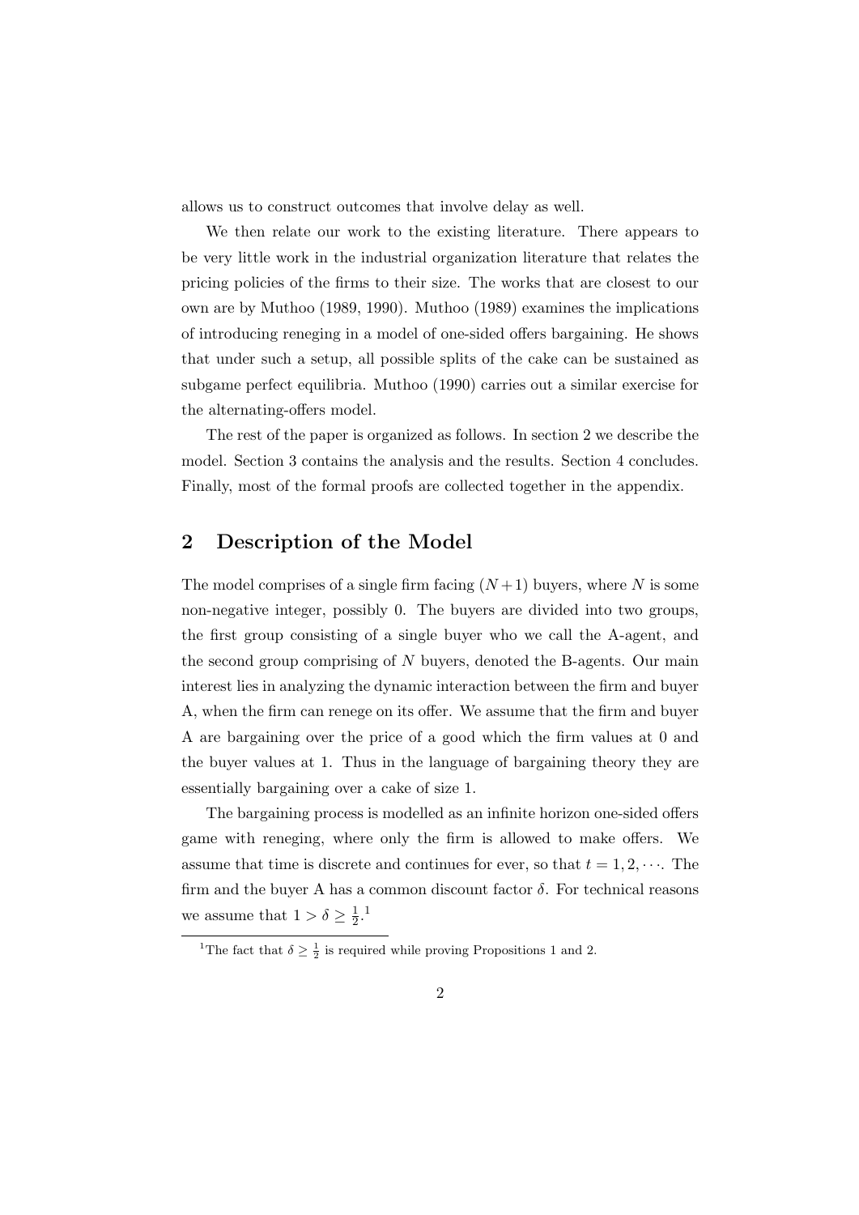allows us to construct outcomes that involve delay as well.

We then relate our work to the existing literature. There appears to be very little work in the industrial organization literature that relates the pricing policies of the firms to their size. The works that are closest to our own are by Muthoo (1989, 1990). Muthoo (1989) examines the implications of introducing reneging in a model of one-sided offers bargaining. He shows that under such a setup, all possible splits of the cake can be sustained as subgame perfect equilibria. Muthoo (1990) carries out a similar exercise for the alternating-offers model.

The rest of the paper is organized as follows. In section 2 we describe the model. Section 3 contains the analysis and the results. Section 4 concludes. Finally, most of the formal proofs are collected together in the appendix.

## 2 Description of the Model

The model comprises of a single firm facing $(N+1)$ buyers, where $N$ is some non-negative integer, possibly 0. The buyers are divided into two groups, the first group consisting of a single buyer who we call the A-agent, and the second group comprising of $N$ buyers, denoted the B-agents. Our main interest lies in analyzing the dynamic interaction between the firm and buyer A, when the firm can renege on its offer. We assume that the firm and buyer A are bargaining over the price of a good which the firm values at 0 and the buyer values at 1. Thus in the language of bargaining theory they are essentially bargaining over a cake of size 1.

The bargaining process is modelled as an infinite horizon one-sided offers game with reneging, where only the firm is allowed to make offers. We assume that time is discrete and continues for ever, so that $t = 1, 2, \cdots$. The firm and the buyer A has a common discount factor $\delta$. For technical reasons we assume that $1 > \delta \geq \frac{1}{2}$.[1]

[1] The fact that $\delta \geq \frac{1}{2}$ is required while proving Propositions 1 and 2.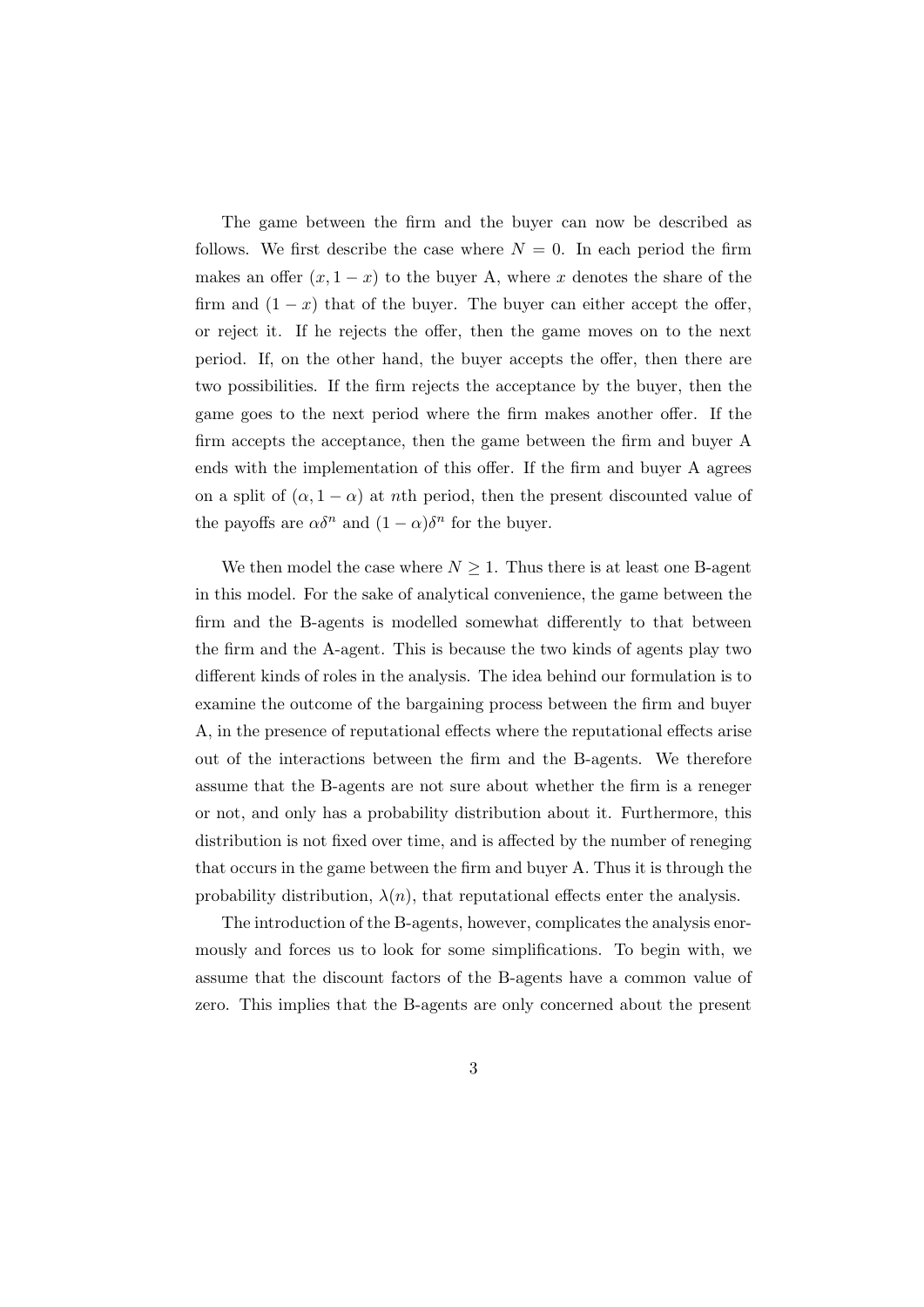The game between the firm and the buyer can now be described as follows. We first describe the case where $N = 0$. In each period the firm makes an offer $(x, 1-x)$ to the buyer A, where $x$ denotes the share of the firm and $(1-x)$ that of the buyer. The buyer can either accept the offer, or reject it. If he rejects the offer, then the game moves on to the next period. If, on the other hand, the buyer accepts the offer, then there are two possibilities. If the firm rejects the acceptance by the buyer, then the game goes to the next period where the firm makes another offer. If the firm accepts the acceptance, then the game between the firm and buyer A ends with the implementation of this offer. If the firm and buyer A agrees on a split of $(\alpha, 1-\alpha)$ at $n$th period, then the present discounted value of the payoffs are $\alpha\delta^n$ and $(1-\alpha)\delta^n$ for the buyer.

We then model the case where $N \geq 1$. Thus there is at least one B-agent in this model. For the sake of analytical convenience, the game between the firm and the B-agents is modelled somewhat differently to that between the firm and the A-agent. This is because the two kinds of agents play two different kinds of roles in the analysis. The idea behind our formulation is to examine the outcome of the bargaining process between the firm and buyer A, in the presence of reputational effects where the reputational effects arise out of the interactions between the firm and the B-agents. We therefore assume that the B-agents are not sure about whether the firm is a reneger or not, and only has a probability distribution about it. Furthermore, this distribution is not fixed over time, and is affected by the number of reneging that occurs in the game between the firm and buyer A. Thus it is through the probability distribution, $\lambda(n)$, that reputational effects enter the analysis.

The introduction of the B-agents, however, complicates the analysis enormously and forces us to look for some simplifications. To begin with, we assume that the discount factors of the B-agents have a common value of zero. This implies that the B-agents are only concerned about the present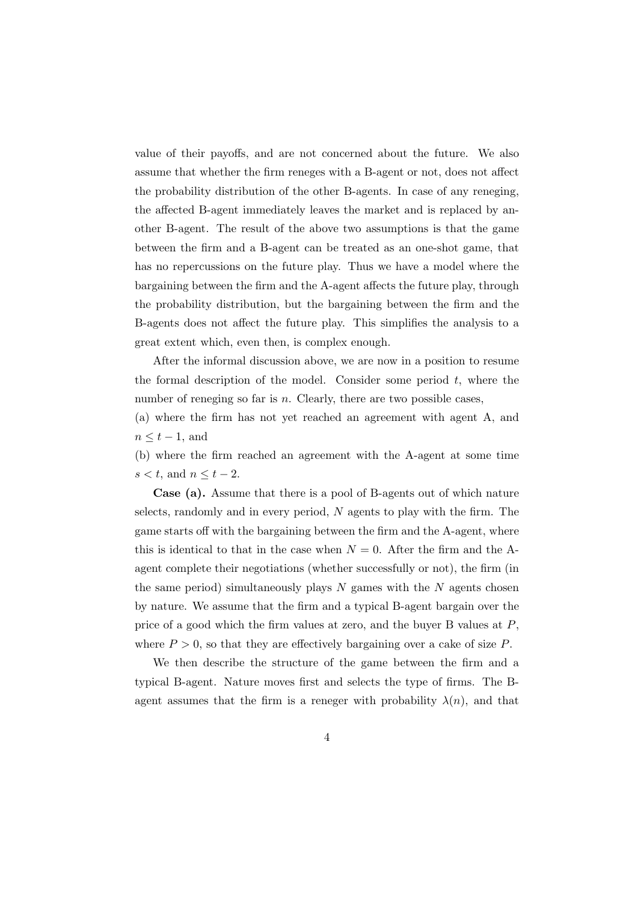value of their payoffs, and are not concerned about the future. We also assume that whether the firm reneges with a B-agent or not, does not affect the probability distribution of the other B-agents. In case of any reneging, the affected B-agent immediately leaves the market and is replaced by another B-agent. The result of the above two assumptions is that the game between the firm and a B-agent can be treated as an one-shot game, that has no repercussions on the future play. Thus we have a model where the bargaining between the firm and the A-agent affects the future play, through the probability distribution, but the bargaining between the firm and the B-agents does not affect the future play. This simplifies the analysis to a great extent which, even then, is complex enough.

After the informal discussion above, we are now in a position to resume the formal description of the model. Consider some period $t$, where the number of reneging so far is $n$. Clearly, there are two possible cases,

(a) where the firm has not yet reached an agreement with agent A, and $n \leq t-1$, and

(b) where the firm reached an agreement with the A-agent at some time $s < t$, and $n \leq t-2$.

**Case (a).** Assume that there is a pool of B-agents out of which nature selects, randomly and in every period, $N$ agents to play with the firm. The game starts off with the bargaining between the firm and the A-agent, where this is identical to that in the case when $N = 0$. After the firm and the A-agent complete their negotiations (whether successfully or not), the firm (in the same period) simultaneously plays $N$ games with the $N$ agents chosen by nature. We assume that the firm and a typical B-agent bargain over the price of a good which the firm values at zero, and the buyer B values at $P$, where $P > 0$, so that they are effectively bargaining over a cake of size $P$.

We then describe the structure of the game between the firm and a typical B-agent. Nature moves first and selects the type of firms. The B-agent assumes that the firm is a reneger with probability $\lambda(n)$, and that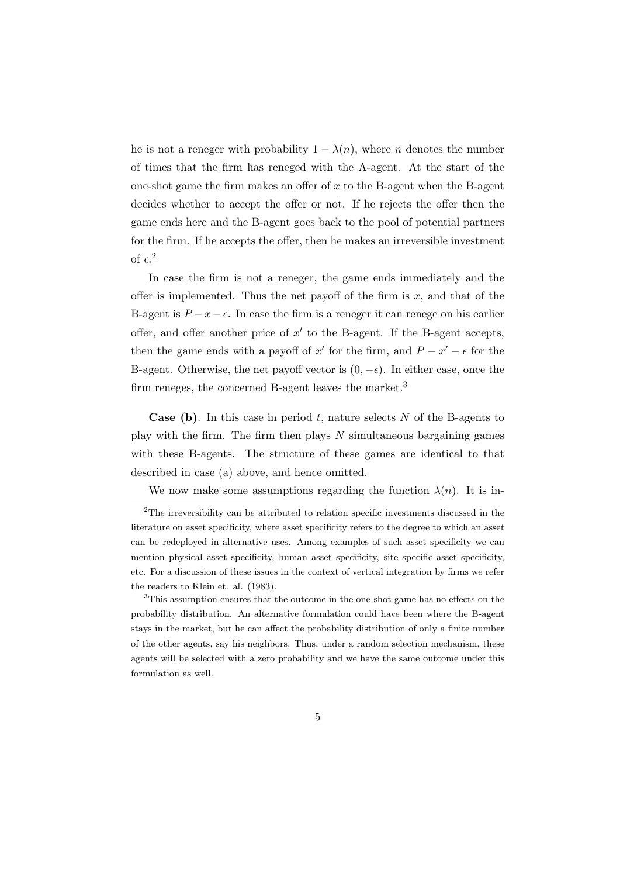he is not a reneger with probability $1 - \lambda(n)$, where $n$ denotes the number of times that the firm has reneged with the A-agent. At the start of the one-shot game the firm makes an offer of $x$ to the B-agent when the B-agent decides whether to accept the offer or not. If he rejects the offer then the game ends here and the B-agent goes back to the pool of potential partners for the firm. If he accepts the offer, then he makes an irreversible investment of $\epsilon$.[2]

In case the firm is not a reneger, the game ends immediately and the offer is implemented. Thus the net payoff of the firm is $x$, and that of the B-agent is $P - x - \epsilon$. In case the firm is a reneger it can renege on his earlier offer, and offer another price of $x'$ to the B-agent. If the B-agent accepts, then the game ends with a payoff of $x'$ for the firm, and $P - x' - \epsilon$ for the B-agent. Otherwise, the net payoff vector is $(0, -\epsilon)$. In either case, once the firm reneges, the concerned B-agent leaves the market.[3]

**Case (b)**. In this case in period $t$, nature selects $N$ of the B-agents to play with the firm. The firm then plays $N$ simultaneous bargaining games with these B-agents. The structure of these games are identical to that described in case (a) above, and hence omitted.

We now make some assumptions regarding the function $\lambda(n)$. It is in-

---

[2]The irreversibility can be attributed to relation specific investments discussed in the literature on asset specificity, where asset specificity refers to the degree to which an asset can be redeployed in alternative uses. Among examples of such asset specificity we can mention physical asset specificity, human asset specificity, site specific asset specificity, etc. For a discussion of these issues in the context of vertical integration by firms we refer the readers to Klein et. al. (1983).

[3]This assumption ensures that the outcome in the one-shot game has no effects on the probability distribution. An alternative formulation could have been where the B-agent stays in the market, but he can affect the probability distribution of only a finite number of the other agents, say his neighbors. Thus, under a random selection mechanism, these agents will be selected with a zero probability and we have the same outcome under this formulation as well.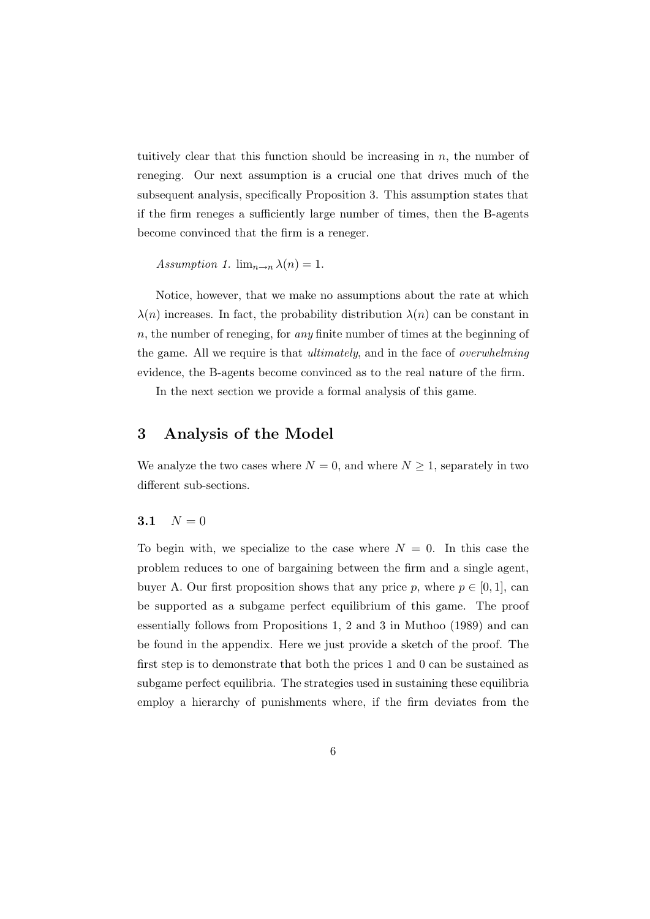tuitively clear that this function should be increasing in $n$, the number of reneging. Our next assumption is a crucial one that drives much of the subsequent analysis, specifically Proposition 3. This assumption states that if the firm reneges a sufficiently large number of times, then the B-agents become convinced that the firm is a reneger.

*Assumption 1.* $\lim_{n \to n} \lambda(n) = 1$.

Notice, however, that we make no assumptions about the rate at which $\lambda(n)$ increases. In fact, the probability distribution $\lambda(n)$ can be constant in $n$, the number of reneging, for *any* finite number of times at the beginning of the game. All we require is that *ultimately*, and in the face of *overwhelming* evidence, the B-agents become convinced as to the real nature of the firm.

In the next section we provide a formal analysis of this game.

## 3 Analysis of the Model

We analyze the two cases where $N = 0$, and where $N \geq 1$, separately in two different sub-sections.

### 3.1 $N = 0$

To begin with, we specialize to the case where $N = 0$. In this case the problem reduces to one of bargaining between the firm and a single agent, buyer A. Our first proposition shows that any price $p$, where $p \in [0, 1]$, can be supported as a subgame perfect equilibrium of this game. The proof essentially follows from Propositions 1, 2 and 3 in Muthoo (1989) and can be found in the appendix. Here we just provide a sketch of the proof. The first step is to demonstrate that both the prices 1 and 0 can be sustained as subgame perfect equilibria. The strategies used in sustaining these equilibria employ a hierarchy of punishments where, if the firm deviates from the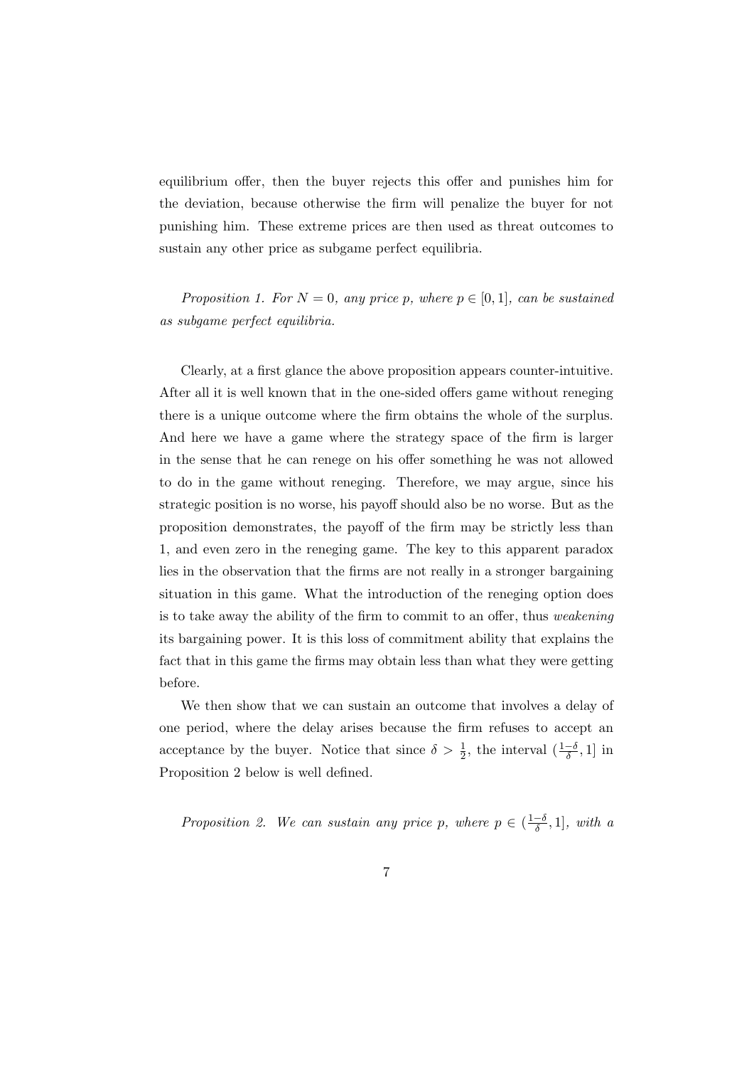equilibrium offer, then the buyer rejects this offer and punishes him for the deviation, because otherwise the firm will penalize the buyer for not punishing him. These extreme prices are then used as threat outcomes to sustain any other price as subgame perfect equilibria.

*Proposition 1. For $N = 0$, any price $p$, where $p \in [0, 1]$, can be sustained as subgame perfect equilibria.*

Clearly, at a first glance the above proposition appears counter-intuitive. After all it is well known that in the one-sided offers game without reneging there is a unique outcome where the firm obtains the whole of the surplus. And here we have a game where the strategy space of the firm is larger in the sense that he can renege on his offer something he was not allowed to do in the game without reneging. Therefore, we may argue, since his strategic position is no worse, his payoff should also be no worse. But as the proposition demonstrates, the payoff of the firm may be strictly less than 1, and even zero in the reneging game. The key to this apparent paradox lies in the observation that the firms are not really in a stronger bargaining situation in this game. What the introduction of the reneging option does is to take away the ability of the firm to commit to an offer, thus *weakening* its bargaining power. It is this loss of commitment ability that explains the fact that in this game the firms may obtain less than what they were getting before.

We then show that we can sustain an outcome that involves a delay of one period, where the delay arises because the firm refuses to accept an acceptance by the buyer. Notice that since $\delta > \frac{1}{2}$, the interval $(\frac{1-\delta}{\delta}, 1]$ in Proposition 2 below is well defined.

*Proposition 2. We can sustain any price $p$, where $p \in (\frac{1-\delta}{\delta}, 1]$, with a*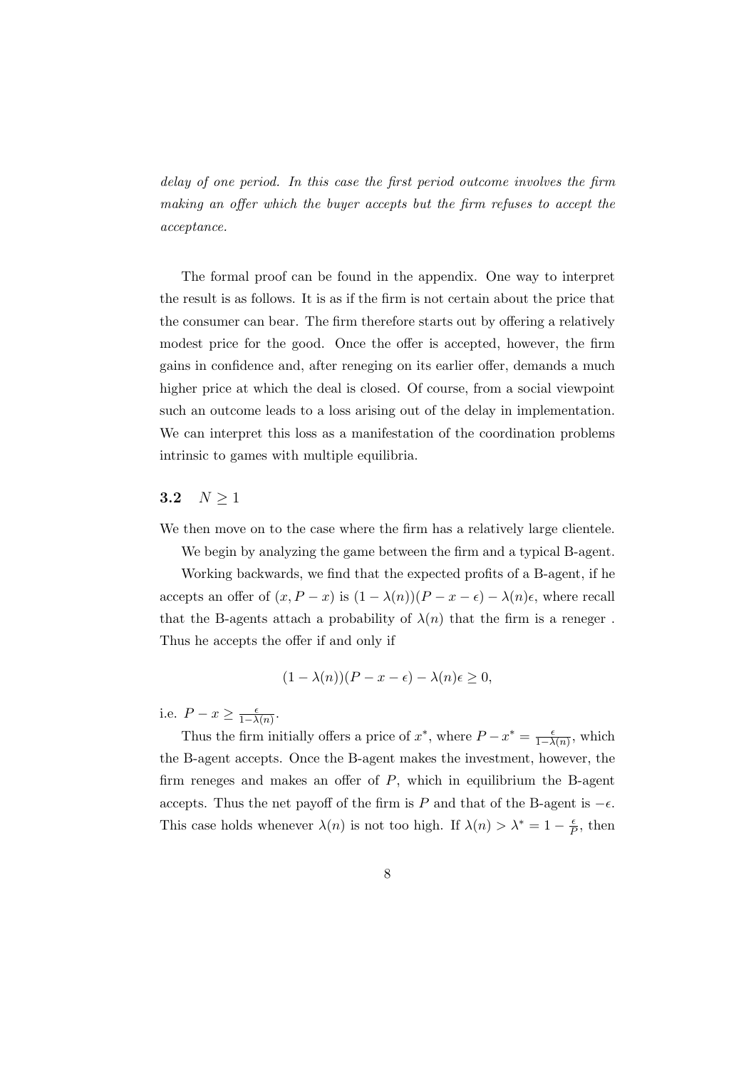*delay of one period. In this case the first period outcome involves the firm making an offer which the buyer accepts but the firm refuses to accept the acceptance.*

The formal proof can be found in the appendix. One way to interpret the result is as follows. It is as if the firm is not certain about the price that the consumer can bear. The firm therefore starts out by offering a relatively modest price for the good. Once the offer is accepted, however, the firm gains in confidence and, after reneging on its earlier offer, demands a much higher price at which the deal is closed. Of course, from a social viewpoint such an outcome leads to a loss arising out of the delay in implementation. We can interpret this loss as a manifestation of the coordination problems intrinsic to games with multiple equilibria.

### 3.2 $N \geq 1$

We then move on to the case where the firm has a relatively large clientele.

We begin by analyzing the game between the firm and a typical B-agent.

Working backwards, we find that the expected profits of a B-agent, if he accepts an offer of $(x, P - x)$ is $(1 - \lambda(n))(P - x - \epsilon) - \lambda(n)\epsilon$, where recall that the B-agents attach a probability of $\lambda(n)$ that the firm is a reneger . Thus he accepts the offer if and only if

$$(1 - \lambda(n))(P - x - \epsilon) - \lambda(n)\epsilon \geq 0,$$

i.e. $P - x \geq \frac{\epsilon}{1-\lambda(n)}$.

Thus the firm initially offers a price of $x^*$, where $P - x^* = \frac{\epsilon}{1-\lambda(n)}$, which the B-agent accepts. Once the B-agent makes the investment, however, the firm reneges and makes an offer of $P$, which in equilibrium the B-agent accepts. Thus the net payoff of the firm is $P$ and that of the B-agent is $-\epsilon$. This case holds whenever $\lambda(n)$ is not too high. If $\lambda(n) > \lambda^* = 1 - \frac{\epsilon}{P}$, then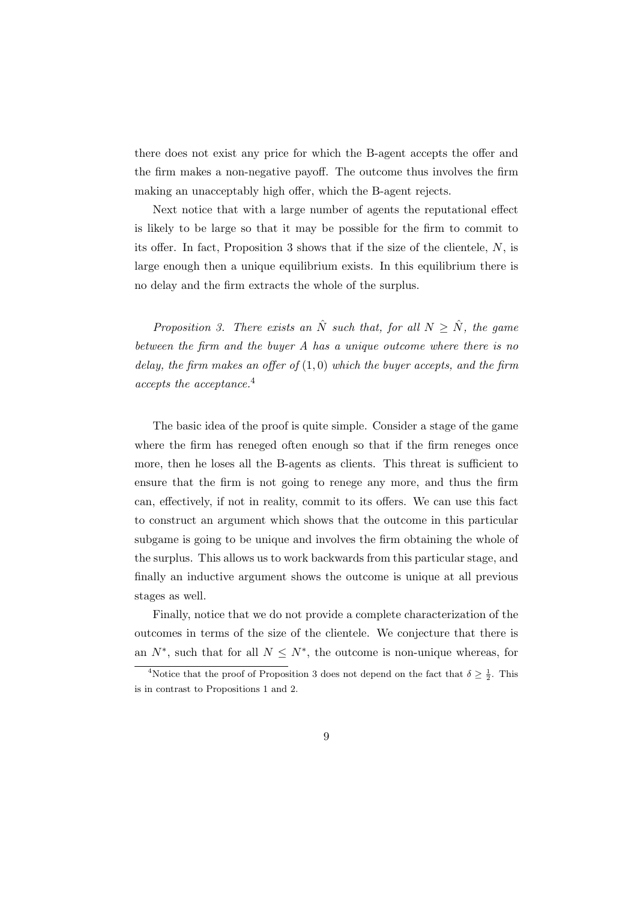there does not exist any price for which the B-agent accepts the offer and the firm makes a non-negative payoff. The outcome thus involves the firm making an unacceptably high offer, which the B-agent rejects.

Next notice that with a large number of agents the reputational effect is likely to be large so that it may be possible for the firm to commit to its offer. In fact, Proposition 3 shows that if the size of the clientele, $N$, is large enough then a unique equilibrium exists. In this equilibrium there is no delay and the firm extracts the whole of the surplus.

*Proposition 3. There exists an $\hat{N}$ such that, for all $N \geq \hat{N}$, the game between the firm and the buyer A has a unique outcome where there is no delay, the firm makes an offer of $(1, 0)$ which the buyer accepts, and the firm accepts the acceptance.*[4]

The basic idea of the proof is quite simple. Consider a stage of the game where the firm has reneged often enough so that if the firm reneges once more, then he loses all the B-agents as clients. This threat is sufficient to ensure that the firm is not going to renege any more, and thus the firm can, effectively, if not in reality, commit to its offers. We can use this fact to construct an argument which shows that the outcome in this particular subgame is going to be unique and involves the firm obtaining the whole of the surplus. This allows us to work backwards from this particular stage, and finally an inductive argument shows the outcome is unique at all previous stages as well.

Finally, notice that we do not provide a complete characterization of the outcomes in terms of the size of the clientele. We conjecture that there is an $N^*$, such that for all $N \leq N^*$, the outcome is non-unique whereas, for

[4] Notice that the proof of Proposition 3 does not depend on the fact that $\delta \geq \frac{1}{2}$. This is in contrast to Propositions 1 and 2.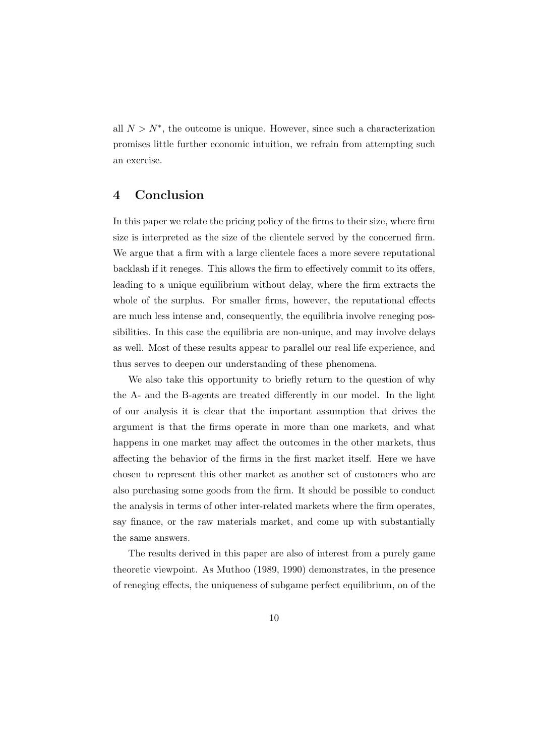all $N > N^*$, the outcome is unique. However, since such a characterization promises little further economic intuition, we refrain from attempting such an exercise.

## 4 Conclusion

In this paper we relate the pricing policy of the firms to their size, where firm size is interpreted as the size of the clientele served by the concerned firm. We argue that a firm with a large clientele faces a more severe reputational backlash if it reneges. This allows the firm to effectively commit to its offers, leading to a unique equilibrium without delay, where the firm extracts the whole of the surplus. For smaller firms, however, the reputational effects are much less intense and, consequently, the equilibria involve reneging possibilities. In this case the equilibria are non-unique, and may involve delays as well. Most of these results appear to parallel our real life experience, and thus serves to deepen our understanding of these phenomena.

We also take this opportunity to briefly return to the question of why the A- and the B-agents are treated differently in our model. In the light of our analysis it is clear that the important assumption that drives the argument is that the firms operate in more than one markets, and what happens in one market may affect the outcomes in the other markets, thus affecting the behavior of the firms in the first market itself. Here we have chosen to represent this other market as another set of customers who are also purchasing some goods from the firm. It should be possible to conduct the analysis in terms of other inter-related markets where the firm operates, say finance, or the raw materials market, and come up with substantially the same answers.

The results derived in this paper are also of interest from a purely game theoretic viewpoint. As Muthoo (1989, 1990) demonstrates, in the presence of reneging effects, the uniqueness of subgame perfect equilibrium, on of the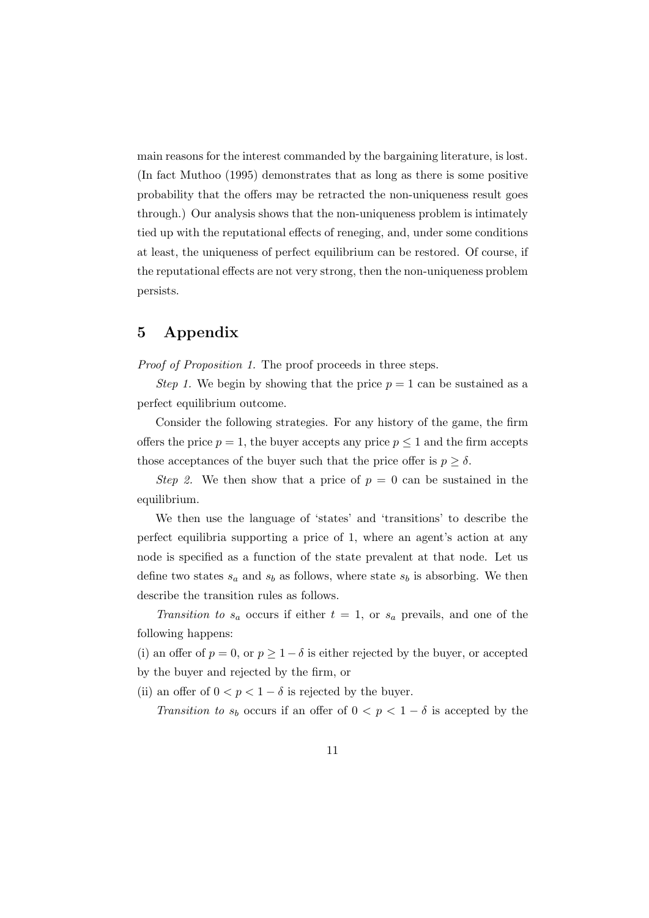main reasons for the interest commanded by the bargaining literature, is lost. (In fact Muthoo (1995) demonstrates that as long as there is some positive probability that the offers may be retracted the non-uniqueness result goes through.) Our analysis shows that the non-uniqueness problem is intimately tied up with the reputational effects of reneging, and, under some conditions at least, the uniqueness of perfect equilibrium can be restored. Of course, if the reputational effects are not very strong, then the non-uniqueness problem persists.

# 5 Appendix

*Proof of Proposition 1.* The proof proceeds in three steps.

*Step 1.* We begin by showing that the price $p = 1$ can be sustained as a perfect equilibrium outcome.

Consider the following strategies. For any history of the game, the firm offers the price $p = 1$, the buyer accepts any price $p \leq 1$ and the firm accepts those acceptances of the buyer such that the price offer is $p \geq \delta$.

*Step 2.* We then show that a price of $p = 0$ can be sustained in the equilibrium.

We then use the language of 'states' and 'transitions' to describe the perfect equilibria supporting a price of 1, where an agent's action at any node is specified as a function of the state prevalent at that node. Let us define two states $s_a$ and $s_b$ as follows, where state $s_b$ is absorbing. We then describe the transition rules as follows.

*Transition to $s_a$* occurs if either $t = 1$, or $s_a$ prevails, and one of the following happens:

(i) an offer of $p = 0$, or $p \geq 1 - \delta$ is either rejected by the buyer, or accepted by the buyer and rejected by the firm, or

(ii) an offer of $0 < p < 1 - \delta$ is rejected by the buyer.

*Transition to $s_b$* occurs if an offer of $0 < p < 1 - \delta$ is accepted by the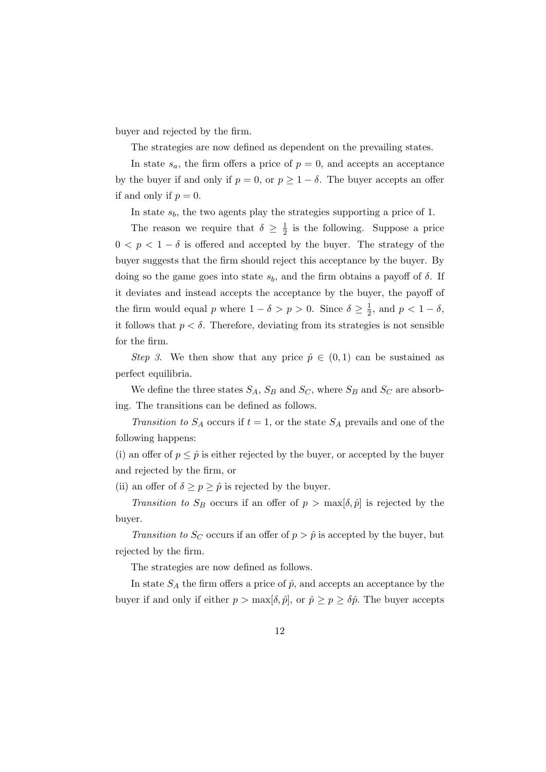buyer and rejected by the firm.

The strategies are now defined as dependent on the prevailing states.

In state $s_a$, the firm offers a price of $p = 0$, and accepts an acceptance by the buyer if and only if $p = 0$, or $p \geq 1 - \delta$. The buyer accepts an offer if and only if $p = 0$.

In state $s_b$, the two agents play the strategies supporting a price of 1.

The reason we require that $\delta \geq \frac{1}{2}$ is the following. Suppose a price $0 < p < 1 - \delta$ is offered and accepted by the buyer. The strategy of the buyer suggests that the firm should reject this acceptance by the buyer. By doing so the game goes into state $s_b$, and the firm obtains a payoff of $\delta$. If it deviates and instead accepts the acceptance by the buyer, the payoff of the firm would equal $p$ where $1 - \delta > p > 0$. Since $\delta \geq \frac{1}{2}$, and $p < 1 - \delta$, it follows that $p < \delta$. Therefore, deviating from its strategies is not sensible for the firm.

*Step 3.* We then show that any price $\hat{p} \in (0, 1)$ can be sustained as perfect equilibria.

We define the three states $S_A$, $S_B$ and $S_C$, where $S_B$ and $S_C$ are absorbing. The transitions can be defined as follows.

*Transition to* $S_A$ occurs if $t = 1$, or the state $S_A$ prevails and one of the following happens:

(i) an offer of $p \leq \hat{p}$ is either rejected by the buyer, or accepted by the buyer and rejected by the firm, or

(ii) an offer of $\delta \geq p \geq \hat{p}$ is rejected by the buyer.

*Transition to* $S_B$ occurs if an offer of $p > \max[\delta, \hat{p}]$ is rejected by the buyer.

*Transition to* $S_C$ occurs if an offer of $p > \hat{p}$ is accepted by the buyer, but rejected by the firm.

The strategies are now defined as follows.

In state $S_A$ the firm offers a price of $\hat{p}$, and accepts an acceptance by the buyer if and only if either $p > \max[\delta, \hat{p}]$, or $\hat{p} \geq p \geq \delta\hat{p}$. The buyer accepts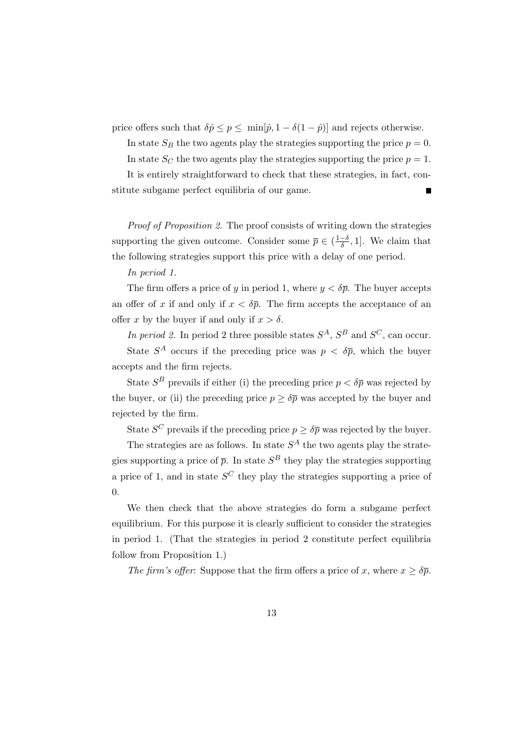price offers such that $\delta\hat{p} \leq p \leq \min[\hat{p}, 1 - \delta(1 - \hat{p})]$ and rejects otherwise.

In state $S_B$ the two agents play the strategies supporting the price $p = 0$.

In state $S_C$ the two agents play the strategies supporting the price $p = 1$.

It is entirely straightforward to check that these strategies, in fact, constitute subgame perfect equilibria of our game. ■

*Proof of Proposition 2.* The proof consists of writing down the strategies supporting the given outcome. Consider some $\overline{p} \in (\frac{1-\delta}{\delta}, 1]$. We claim that the following strategies support this price with a delay of one period.

*In period 1.*

The firm offers a price of $y$ in period 1, where $y < \delta\overline{p}$. The buyer accepts an offer of $x$ if and only if $x < \delta\overline{p}$. The firm accepts the acceptance of an offer $x$ by the buyer if and only if $x > \delta$.

*In period 2.* In period 2 three possible states $S^A$, $S^B$ and $S^C$, can occur.

State $S^A$ occurs if the preceding price was $p < \delta\overline{p}$, which the buyer accepts and the firm rejects.

State $S^B$ prevails if either (i) the preceding price $p < \delta\overline{p}$ was rejected by the buyer, or (ii) the preceding price $p \geq \delta\overline{p}$ was accepted by the buyer and rejected by the firm.

State $S^C$ prevails if the preceding price $p \geq \delta\overline{p}$ was rejected by the buyer.

The strategies are as follows. In state $S^A$ the two agents play the strategies supporting a price of $\overline{p}$. In state $S^B$ they play the strategies supporting a price of 1, and in state $S^C$ they play the strategies supporting a price of 0.

We then check that the above strategies do form a subgame perfect equilibrium. For this purpose it is clearly sufficient to consider the strategies in period 1. (That the strategies in period 2 constitute perfect equilibria follow from Proposition 1.)

*The firm's offer*: Suppose that the firm offers a price of $x$, where $x \geq \delta\overline{p}$.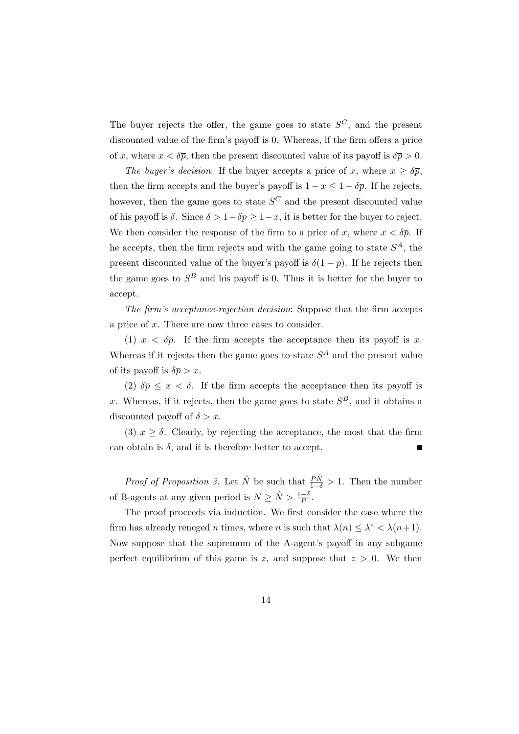The buyer rejects the offer, the game goes to state $S^C$, and the present discounted value of the firm's payoff is 0. Whereas, if the firm offers a price of $x$, where $x < \delta\overline{p}$, then the present discounted value of its payoff is $\delta\overline{p} > 0$.

*The buyer's decision*: If the buyer accepts a price of $x$, where $x \geq \delta\overline{p}$, then the firm accepts and the buyer's payoff is $1 - x \leq 1 - \delta\overline{p}$. If he rejects, however, then the game goes to state $S^C$ and the present discounted value of his payoff is $\delta$. Since $\delta > 1 - \delta\overline{p} \geq 1 - x$, it is better for the buyer to reject. We then consider the response of the firm to a price of $x$, where $x < \delta\overline{p}$. If he accepts, then the firm rejects and with the game going to state $S^A$, the present discounted value of the buyer's payoff is $\delta(1 - \overline{p})$. If he rejects then the game goes to $S^B$ and his payoff is 0. Thus it is better for the buyer to accept.

*The firm's acceptance-rejection decision*: Suppose that the firm accepts a price of $x$. There are now three cases to consider.

(1) $x < \delta\overline{p}$. If the firm accepts the acceptance then its payoff is $x$. Whereas if it rejects then the game goes to state $S^A$ and the present value of its payoff is $\delta\overline{p} > x$.

(2) $\delta\overline{p} \leq x < \delta$. If the firm accepts the acceptance then its payoff is $x$. Whereas, if it rejects, then the game goes to state $S^B$, and it obtains a discounted payoff of $\delta > x$.

(3) $x \geq \delta$. Clearly, by rejecting the acceptance, the most that the firm can obtain is $\delta$, and it is therefore better to accept. ■

*Proof of Proposition 3.* Let $\hat{N}$ be such that $\frac{P\hat{N}}{1-\delta} > 1$. Then the number of B-agents at any given period is $N \geq \hat{N} > \frac{1-\delta}{P}$.

The proof proceeds via induction. We first consider the case where the firm has already reneged $n$ times, where $n$ is such that $\lambda(n) \leq \lambda^* < \lambda(n+1)$. Now suppose that the supremum of the A-agent's payoff in any subgame perfect equilibrium of this game is $z$, and suppose that $z > 0$. We then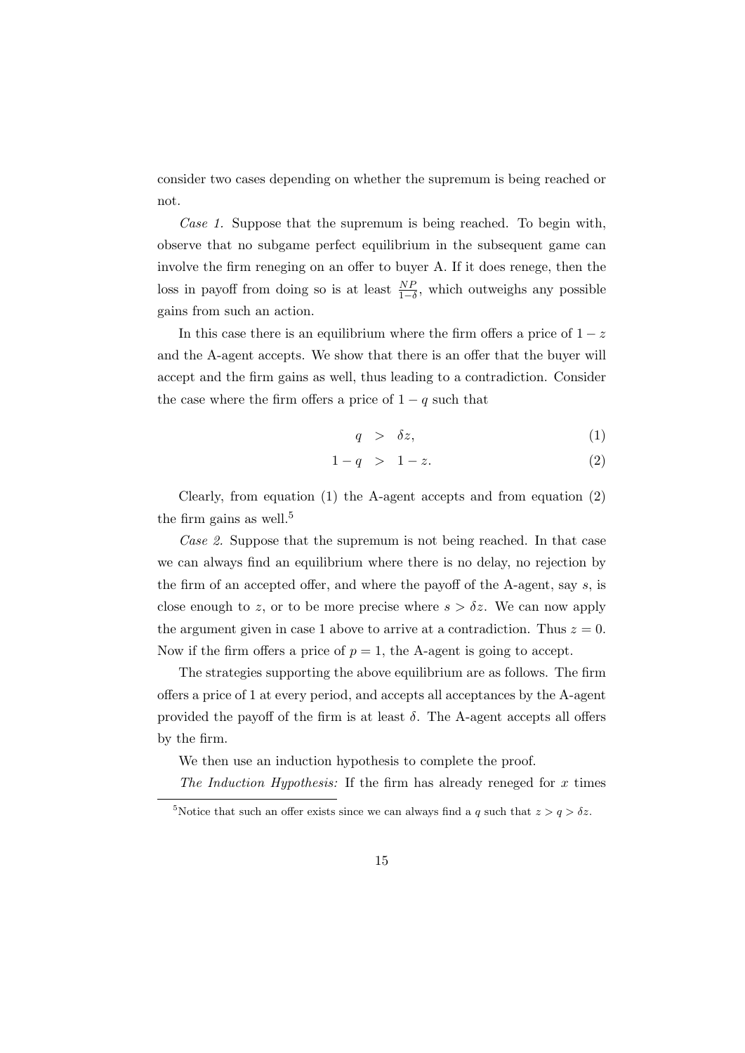consider two cases depending on whether the supremum is being reached or not.

*Case 1.* Suppose that the supremum is being reached. To begin with, observe that no subgame perfect equilibrium in the subsequent game can involve the firm reneging on an offer to buyer A. If it does renege, then the loss in payoff from doing so is at least $\frac{NP}{1-\delta}$, which outweighs any possible gains from such an action.

In this case there is an equilibrium where the firm offers a price of $1 - z$ and the A-agent accepts. We show that there is an offer that the buyer will accept and the firm gains as well, thus leading to a contradiction. Consider the case where the firm offers a price of $1 - q$ such that

$$
\begin{aligned}
q &> \delta z, && (1) \\
1 - q &> 1 - z. && (2)
\end{aligned}
$$

Clearly, from equation (1) the A-agent accepts and from equation (2) the firm gains as well.[5]

*Case 2.* Suppose that the supremum is not being reached. In that case we can always find an equilibrium where there is no delay, no rejection by the firm of an accepted offer, and where the payoff of the A-agent, say $s$, is close enough to $z$, or to be more precise where $s > \delta z$. We can now apply the argument given in case 1 above to arrive at a contradiction. Thus $z = 0$. Now if the firm offers a price of $p = 1$, the A-agent is going to accept.

The strategies supporting the above equilibrium are as follows. The firm offers a price of 1 at every period, and accepts all acceptances by the A-agent provided the payoff of the firm is at least $\delta$. The A-agent accepts all offers by the firm.

We then use an induction hypothesis to complete the proof.

*The Induction Hypothesis:* If the firm has already reneged for $x$ times

[5] Notice that such an offer exists since we can always find a $q$ such that $z > q > \delta z$.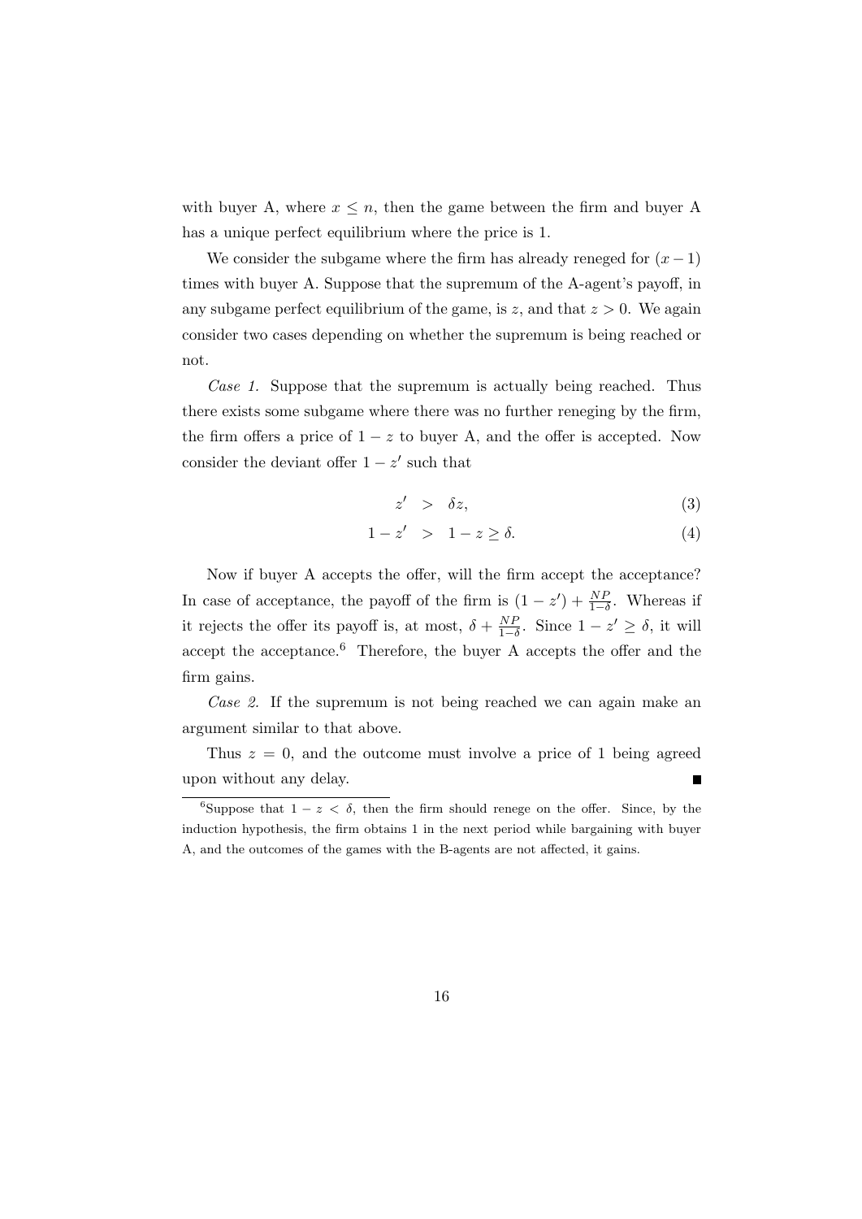with buyer A, where $x \leq n$, then the game between the firm and buyer A has a unique perfect equilibrium where the price is 1.

We consider the subgame where the firm has already reneged for $(x-1)$ times with buyer A. Suppose that the supremum of the A-agent's payoff, in any subgame perfect equilibrium of the game, is $z$, and that $z > 0$. We again consider two cases depending on whether the supremum is being reached or not.

*Case 1.* Suppose that the supremum is actually being reached. Thus there exists some subgame where there was no further reneging by the firm, the firm offers a price of $1 - z$ to buyer A, and the offer is accepted. Now consider the deviant offer $1 - z'$ such that

$$z' > \delta z, \tag{3}$$

$$1 - z' > 1 - z \geq \delta. \tag{4}$$

Now if buyer A accepts the offer, will the firm accept the acceptance? In case of acceptance, the payoff of the firm is $(1 - z') + \frac{NP}{1-\delta}$. Whereas if it rejects the offer its payoff is, at most, $\delta + \frac{NP}{1-\delta}$. Since $1 - z' \geq \delta$, it will accept the acceptance.[6] Therefore, the buyer A accepts the offer and the firm gains.

*Case 2.* If the supremum is not being reached we can again make an argument similar to that above.

Thus $z = 0$, and the outcome must involve a price of 1 being agreed upon without any delay. ∎

[6] Suppose that $1 - z < \delta$, then the firm should renege on the offer. Since, by the induction hypothesis, the firm obtains 1 in the next period while bargaining with buyer A, and the outcomes of the games with the B-agents are not affected, it gains.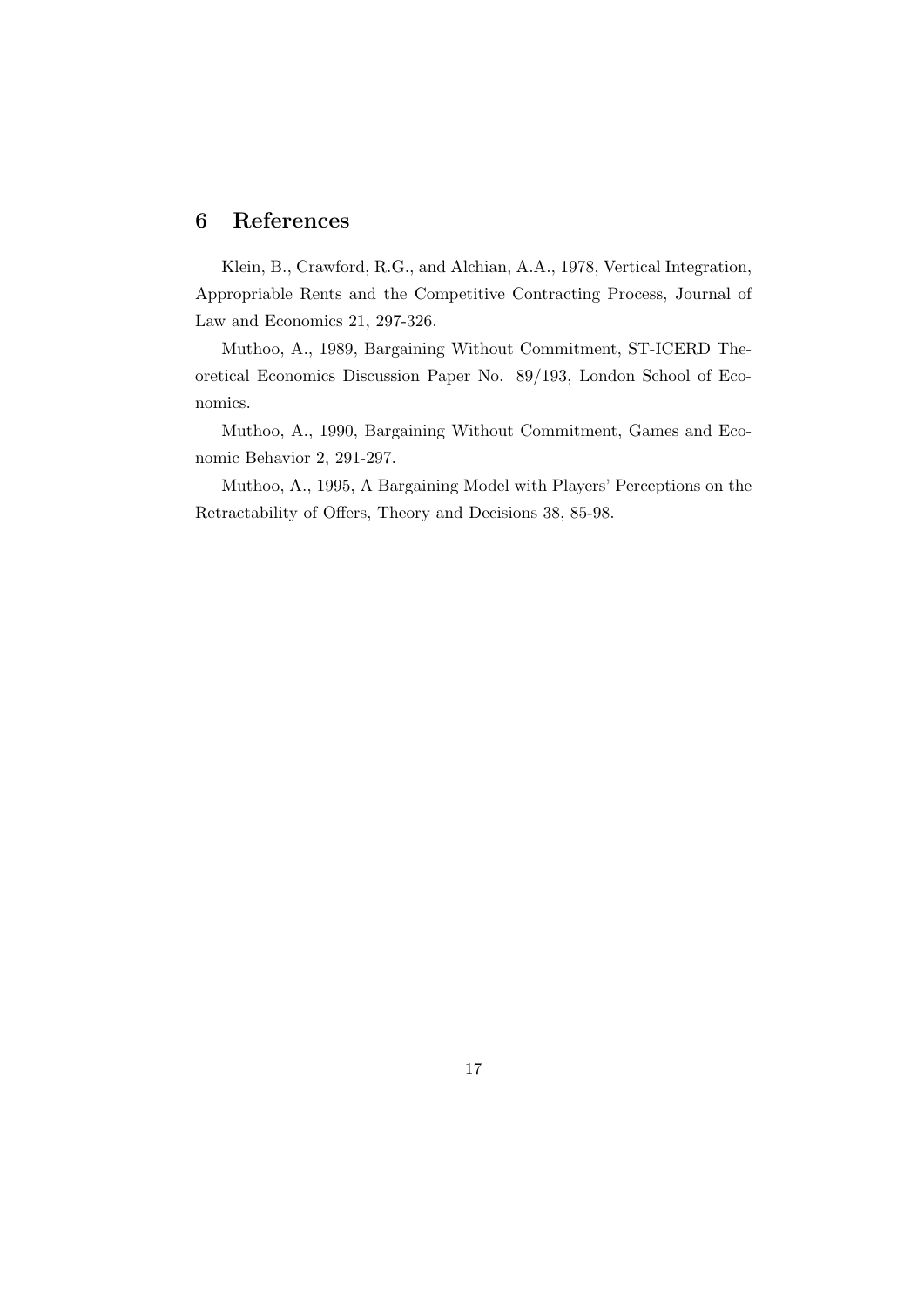## 6 References

Klein, B., Crawford, R.G., and Alchian, A.A., 1978, Vertical Integration, Appropriable Rents and the Competitive Contracting Process, Journal of Law and Economics 21, 297-326.

Muthoo, A., 1989, Bargaining Without Commitment, ST-ICERD Theoretical Economics Discussion Paper No. 89/193, London School of Economics.

Muthoo, A., 1990, Bargaining Without Commitment, Games and Economic Behavior 2, 291-297.

Muthoo, A., 1995, A Bargaining Model with Players' Perceptions on the Retractability of Offers, Theory and Decisions 38, 85-98.